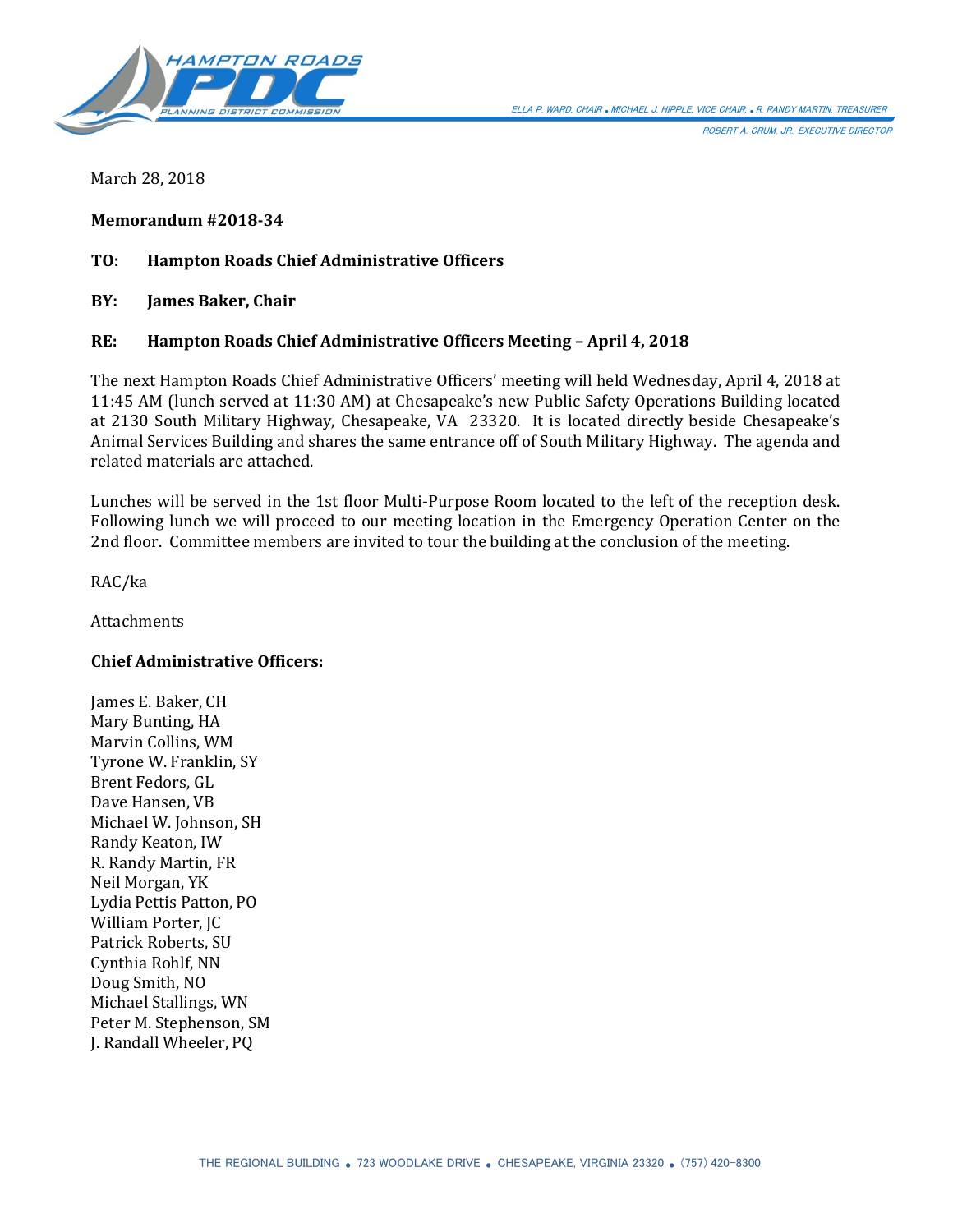HAMPTON ROADS PDC PLANNING DISTRICT COMMISSION

ELLA P. WARD, CHAIR • MICHAEL J. HIPPLE, VICE CHAIR • R. RANDY MARTIN, TREASURER

ROBERT A. CRUM, JR., EXECUTIVE DIRECTOR

March 28, 2018

**Memorandum #2018-34**

**TO: Hampton Roads Chief Administrative Officers**

**BY: James Baker, Chair**

**RE: Hampton Roads Chief Administrative Officers Meeting – April 4, 2018**

The next Hampton Roads Chief Administrative Officers' meeting will held Wednesday, April 4, 2018 at 11:45 AM (lunch served at 11:30 AM) at Chesapeake's new Public Safety Operations Building located at 2130 South Military Highway, Chesapeake, VA 23320. It is located directly beside Chesapeake's Animal Services Building and shares the same entrance off of South Military Highway. The agenda and related materials are attached.

Lunches will be served in the 1st floor Multi-Purpose Room located to the left of the reception desk. Following lunch we will proceed to our meeting location in the Emergency Operation Center on the 2nd floor. Committee members are invited to tour the building at the conclusion of the meeting.

RAC/ka

Attachments

**Chief Administrative Officers:**

James E. Baker, CH
Mary Bunting, HA
Marvin Collins, WM
Tyrone W. Franklin, SY
Brent Fedors, GL
Dave Hansen, VB
Michael W. Johnson, SH
Randy Keaton, IW
R. Randy Martin, FR
Neil Morgan, YK
Lydia Pettis Patton, PO
William Porter, JC
Patrick Roberts, SU
Cynthia Rohlf, NN
Doug Smith, NO
Michael Stallings, WN
Peter M. Stephenson, SM
J. Randall Wheeler, PQ

THE REGIONAL BUILDING • 723 WOODLAKE DRIVE • CHESAPEAKE, VIRGINIA 23320 • (757) 420-8300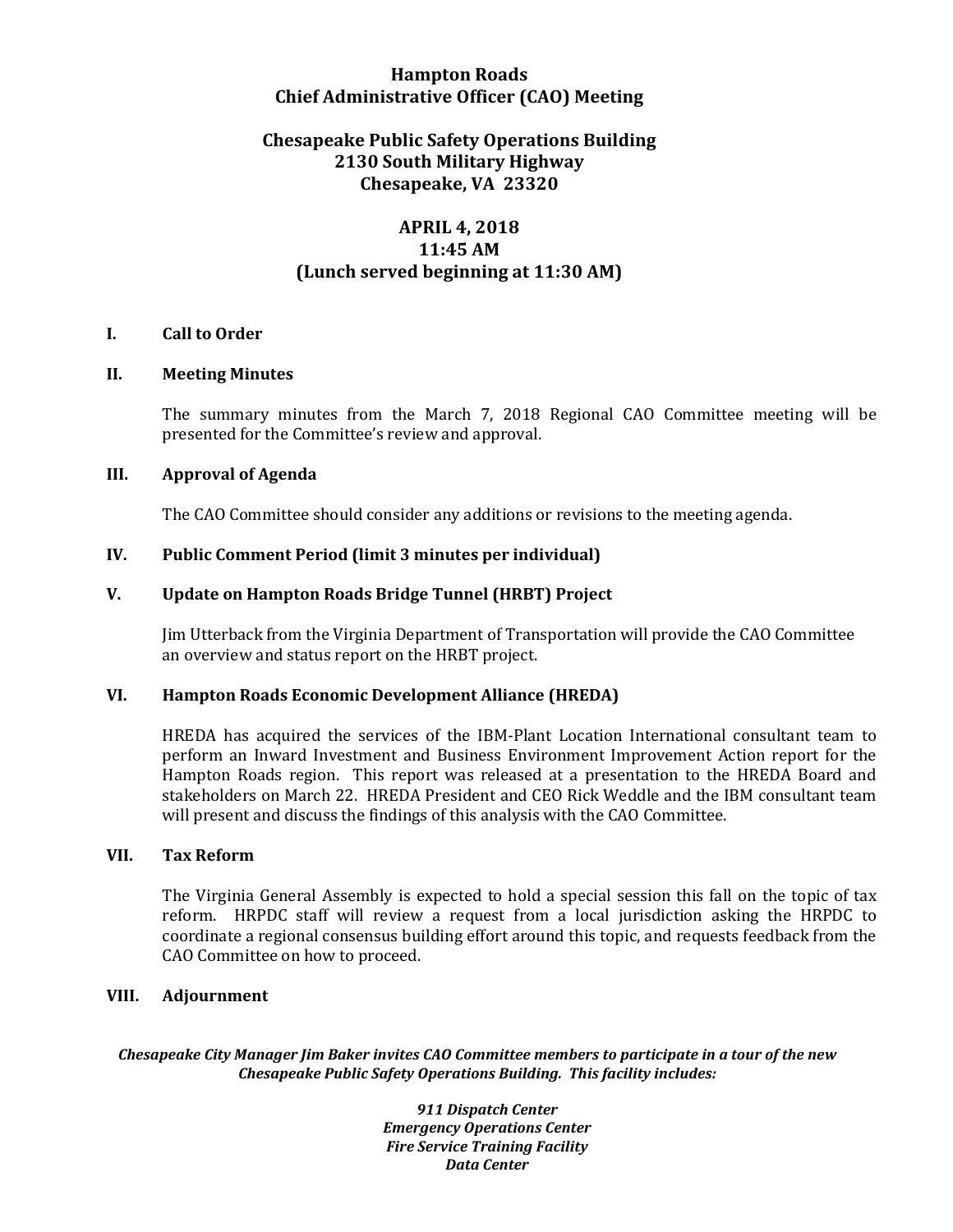# Hampton Roads
# Chief Administrative Officer (CAO) Meeting

## Chesapeake Public Safety Operations Building
## 2130 South Military Highway
## Chesapeake, VA 23320

## APRIL 4, 2018
## 11:45 AM
## (Lunch served beginning at 11:30 AM)

**I. Call to Order**

**II. Meeting Minutes**

The summary minutes from the March 7, 2018 Regional CAO Committee meeting will be presented for the Committee's review and approval.

**III. Approval of Agenda**

The CAO Committee should consider any additions or revisions to the meeting agenda.

**IV. Public Comment Period (limit 3 minutes per individual)**

**V. Update on Hampton Roads Bridge Tunnel (HRBT) Project**

Jim Utterback from the Virginia Department of Transportation will provide the CAO Committee an overview and status report on the HRBT project.

**VI. Hampton Roads Economic Development Alliance (HREDA)**

HREDA has acquired the services of the IBM-Plant Location International consultant team to perform an Inward Investment and Business Environment Improvement Action report for the Hampton Roads region. This report was released at a presentation to the HREDA Board and stakeholders on March 22. HREDA President and CEO Rick Weddle and the IBM consultant team will present and discuss the findings of this analysis with the CAO Committee.

**VII. Tax Reform**

The Virginia General Assembly is expected to hold a special session this fall on the topic of tax reform. HRPDC staff will review a request from a local jurisdiction asking the HRPDC to coordinate a regional consensus building effort around this topic, and requests feedback from the CAO Committee on how to proceed.

**VIII. Adjournment**

***Chesapeake City Manager Jim Baker invites CAO Committee members to participate in a tour of the new Chesapeake Public Safety Operations Building. This facility includes:***

***911 Dispatch Center***
***Emergency Operations Center***
***Fire Service Training Facility***
***Data Center***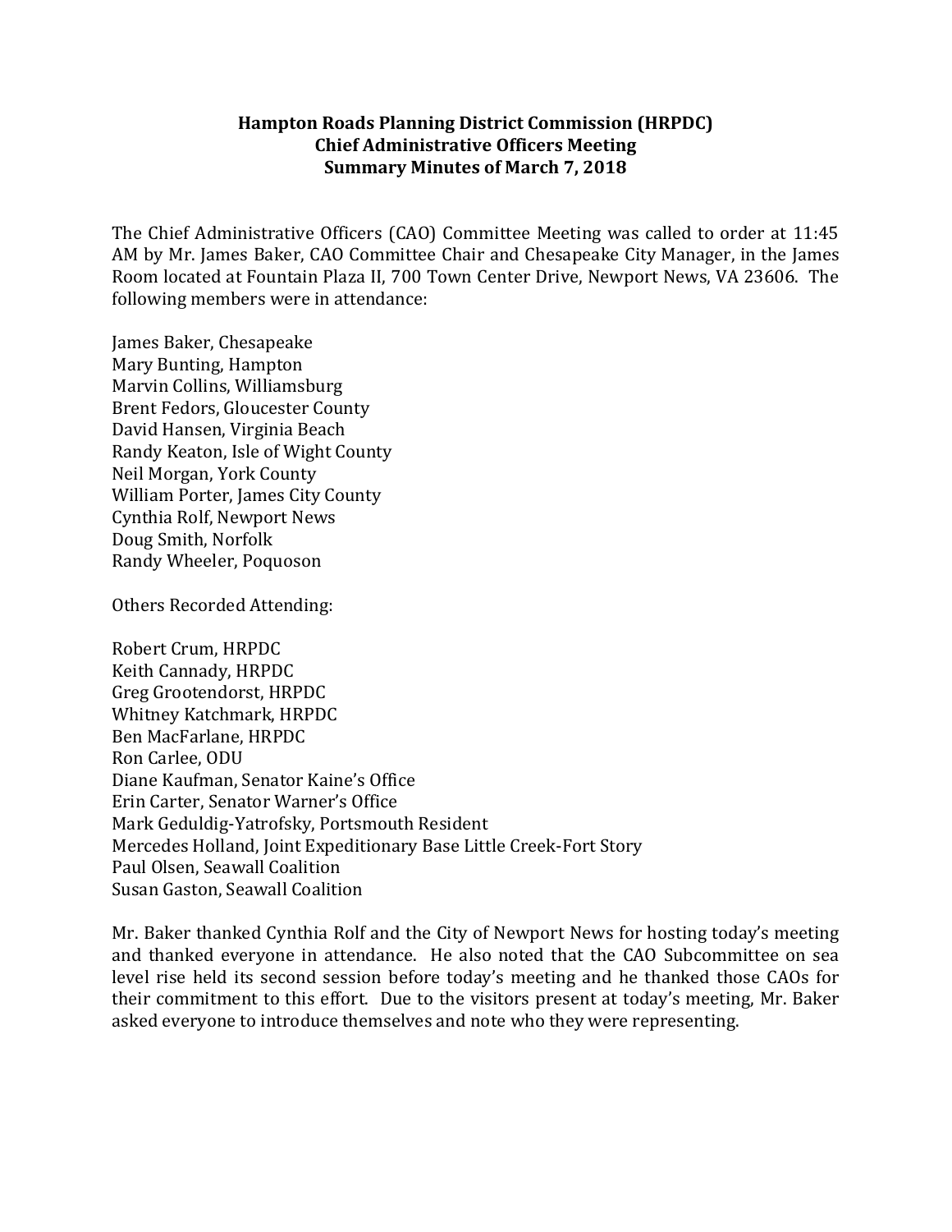**Hampton Roads Planning District Commission (HRPDC)**
**Chief Administrative Officers Meeting**
**Summary Minutes of March 7, 2018**

The Chief Administrative Officers (CAO) Committee Meeting was called to order at 11:45 AM by Mr. James Baker, CAO Committee Chair and Chesapeake City Manager, in the James Room located at Fountain Plaza II, 700 Town Center Drive, Newport News, VA 23606. The following members were in attendance:

James Baker, Chesapeake
Mary Bunting, Hampton
Marvin Collins, Williamsburg
Brent Fedors, Gloucester County
David Hansen, Virginia Beach
Randy Keaton, Isle of Wight County
Neil Morgan, York County
William Porter, James City County
Cynthia Rolf, Newport News
Doug Smith, Norfolk
Randy Wheeler, Poquoson

Others Recorded Attending:

Robert Crum, HRPDC
Keith Cannady, HRPDC
Greg Grootendorst, HRPDC
Whitney Katchmark, HRPDC
Ben MacFarlane, HRPDC
Ron Carlee, ODU
Diane Kaufman, Senator Kaine's Office
Erin Carter, Senator Warner's Office
Mark Geduldig-Yatrofsky, Portsmouth Resident
Mercedes Holland, Joint Expeditionary Base Little Creek-Fort Story
Paul Olsen, Seawall Coalition
Susan Gaston, Seawall Coalition

Mr. Baker thanked Cynthia Rolf and the City of Newport News for hosting today's meeting and thanked everyone in attendance. He also noted that the CAO Subcommittee on sea level rise held its second session before today's meeting and he thanked those CAOs for their commitment to this effort. Due to the visitors present at today's meeting, Mr. Baker asked everyone to introduce themselves and note who they were representing.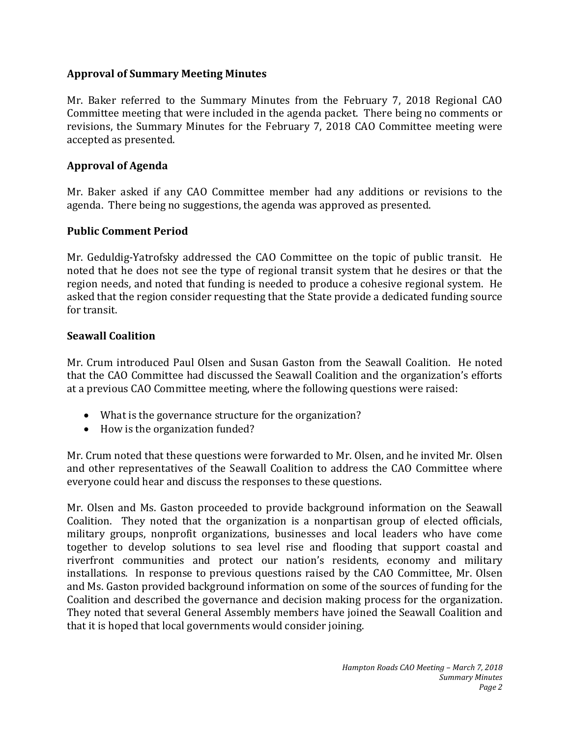## Approval of Summary Meeting Minutes

Mr. Baker referred to the Summary Minutes from the February 7, 2018 Regional CAO Committee meeting that were included in the agenda packet. There being no comments or revisions, the Summary Minutes for the February 7, 2018 CAO Committee meeting were accepted as presented.

## Approval of Agenda

Mr. Baker asked if any CAO Committee member had any additions or revisions to the agenda. There being no suggestions, the agenda was approved as presented.

## Public Comment Period

Mr. Geduldig-Yatrofsky addressed the CAO Committee on the topic of public transit. He noted that he does not see the type of regional transit system that he desires or that the region needs, and noted that funding is needed to produce a cohesive regional system. He asked that the region consider requesting that the State provide a dedicated funding source for transit.

## Seawall Coalition

Mr. Crum introduced Paul Olsen and Susan Gaston from the Seawall Coalition. He noted that the CAO Committee had discussed the Seawall Coalition and the organization's efforts at a previous CAO Committee meeting, where the following questions were raised:

- What is the governance structure for the organization?
- How is the organization funded?

Mr. Crum noted that these questions were forwarded to Mr. Olsen, and he invited Mr. Olsen and other representatives of the Seawall Coalition to address the CAO Committee where everyone could hear and discuss the responses to these questions.

Mr. Olsen and Ms. Gaston proceeded to provide background information on the Seawall Coalition. They noted that the organization is a nonpartisan group of elected officials, military groups, nonprofit organizations, businesses and local leaders who have come together to develop solutions to sea level rise and flooding that support coastal and riverfront communities and protect our nation's residents, economy and military installations. In response to previous questions raised by the CAO Committee, Mr. Olsen and Ms. Gaston provided background information on some of the sources of funding for the Coalition and described the governance and decision making process for the organization. They noted that several General Assembly members have joined the Seawall Coalition and that it is hoped that local governments would consider joining.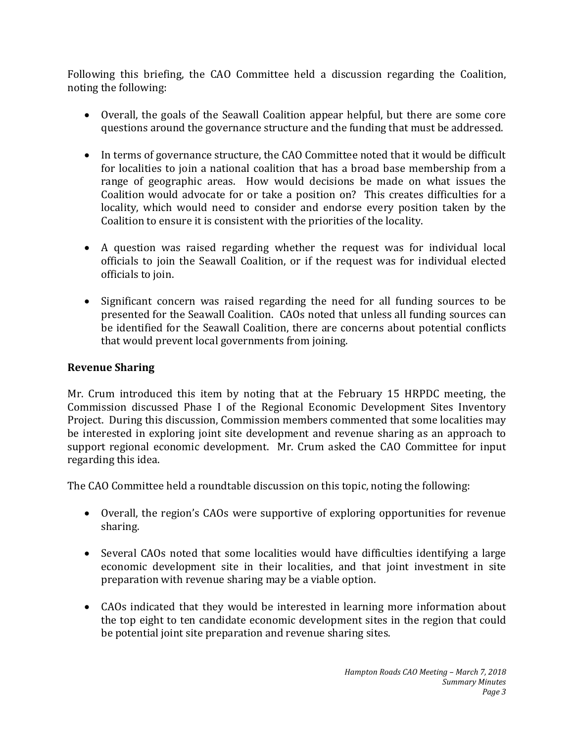Following this briefing, the CAO Committee held a discussion regarding the Coalition, noting the following:

- Overall, the goals of the Seawall Coalition appear helpful, but there are some core questions around the governance structure and the funding that must be addressed.

- In terms of governance structure, the CAO Committee noted that it would be difficult for localities to join a national coalition that has a broad base membership from a range of geographic areas. How would decisions be made on what issues the Coalition would advocate for or take a position on? This creates difficulties for a locality, which would need to consider and endorse every position taken by the Coalition to ensure it is consistent with the priorities of the locality.

- A question was raised regarding whether the request was for individual local officials to join the Seawall Coalition, or if the request was for individual elected officials to join.

- Significant concern was raised regarding the need for all funding sources to be presented for the Seawall Coalition. CAOs noted that unless all funding sources can be identified for the Seawall Coalition, there are concerns about potential conflicts that would prevent local governments from joining.

**Revenue Sharing**

Mr. Crum introduced this item by noting that at the February 15 HRPDC meeting, the Commission discussed Phase I of the Regional Economic Development Sites Inventory Project. During this discussion, Commission members commented that some localities may be interested in exploring joint site development and revenue sharing as an approach to support regional economic development. Mr. Crum asked the CAO Committee for input regarding this idea.

The CAO Committee held a roundtable discussion on this topic, noting the following:

- Overall, the region's CAOs were supportive of exploring opportunities for revenue sharing.

- Several CAOs noted that some localities would have difficulties identifying a large economic development site in their localities, and that joint investment in site preparation with revenue sharing may be a viable option.

- CAOs indicated that they would be interested in learning more information about the top eight to ten candidate economic development sites in the region that could be potential joint site preparation and revenue sharing sites.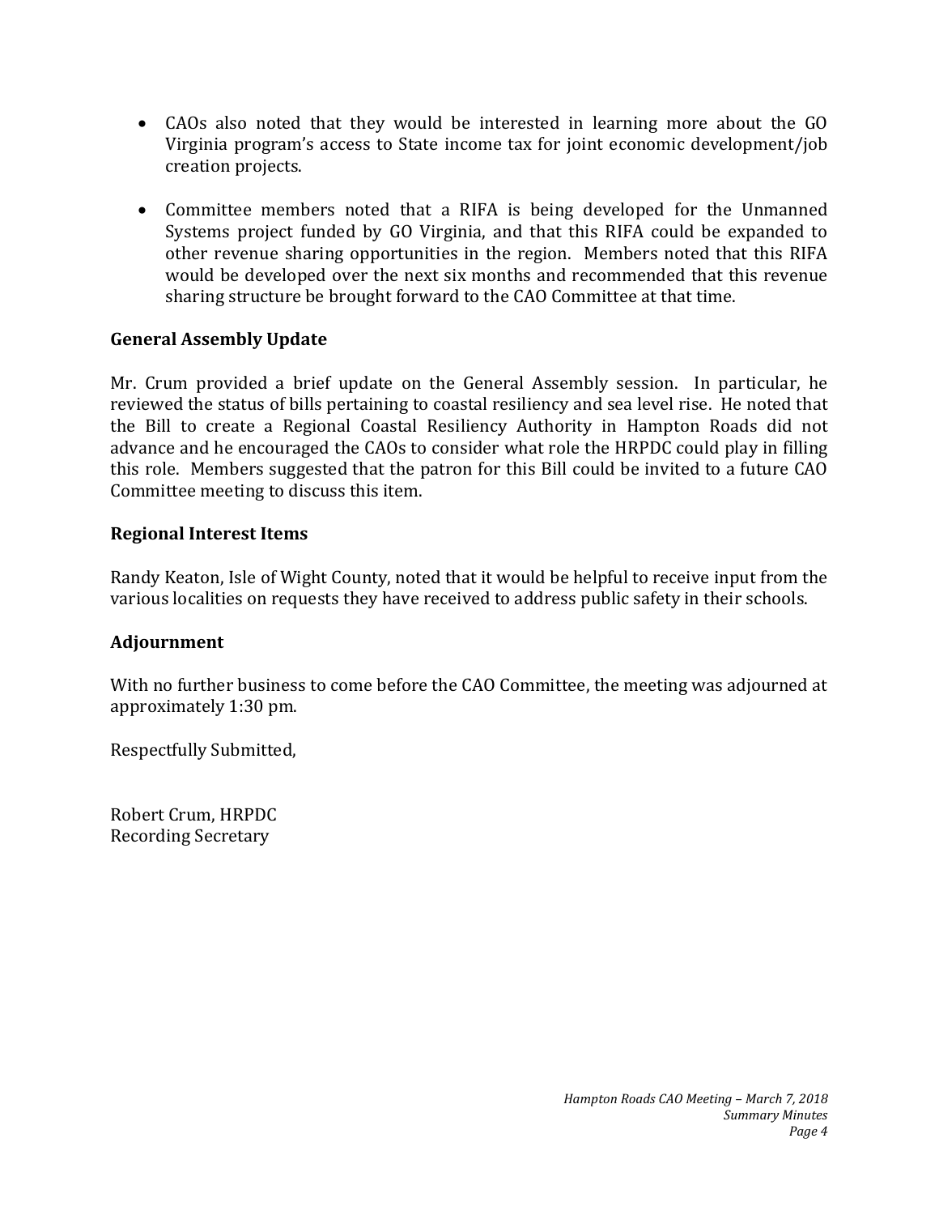- CAOs also noted that they would be interested in learning more about the GO Virginia program's access to State income tax for joint economic development/job creation projects.

- Committee members noted that a RIFA is being developed for the Unmanned Systems project funded by GO Virginia, and that this RIFA could be expanded to other revenue sharing opportunities in the region. Members noted that this RIFA would be developed over the next six months and recommended that this revenue sharing structure be brought forward to the CAO Committee at that time.

**General Assembly Update**

Mr. Crum provided a brief update on the General Assembly session. In particular, he reviewed the status of bills pertaining to coastal resiliency and sea level rise. He noted that the Bill to create a Regional Coastal Resiliency Authority in Hampton Roads did not advance and he encouraged the CAOs to consider what role the HRPDC could play in filling this role. Members suggested that the patron for this Bill could be invited to a future CAO Committee meeting to discuss this item.

**Regional Interest Items**

Randy Keaton, Isle of Wight County, noted that it would be helpful to receive input from the various localities on requests they have received to address public safety in their schools.

**Adjournment**

With no further business to come before the CAO Committee, the meeting was adjourned at approximately 1:30 pm.

Respectfully Submitted,

Robert Crum, HRPDC
Recording Secretary